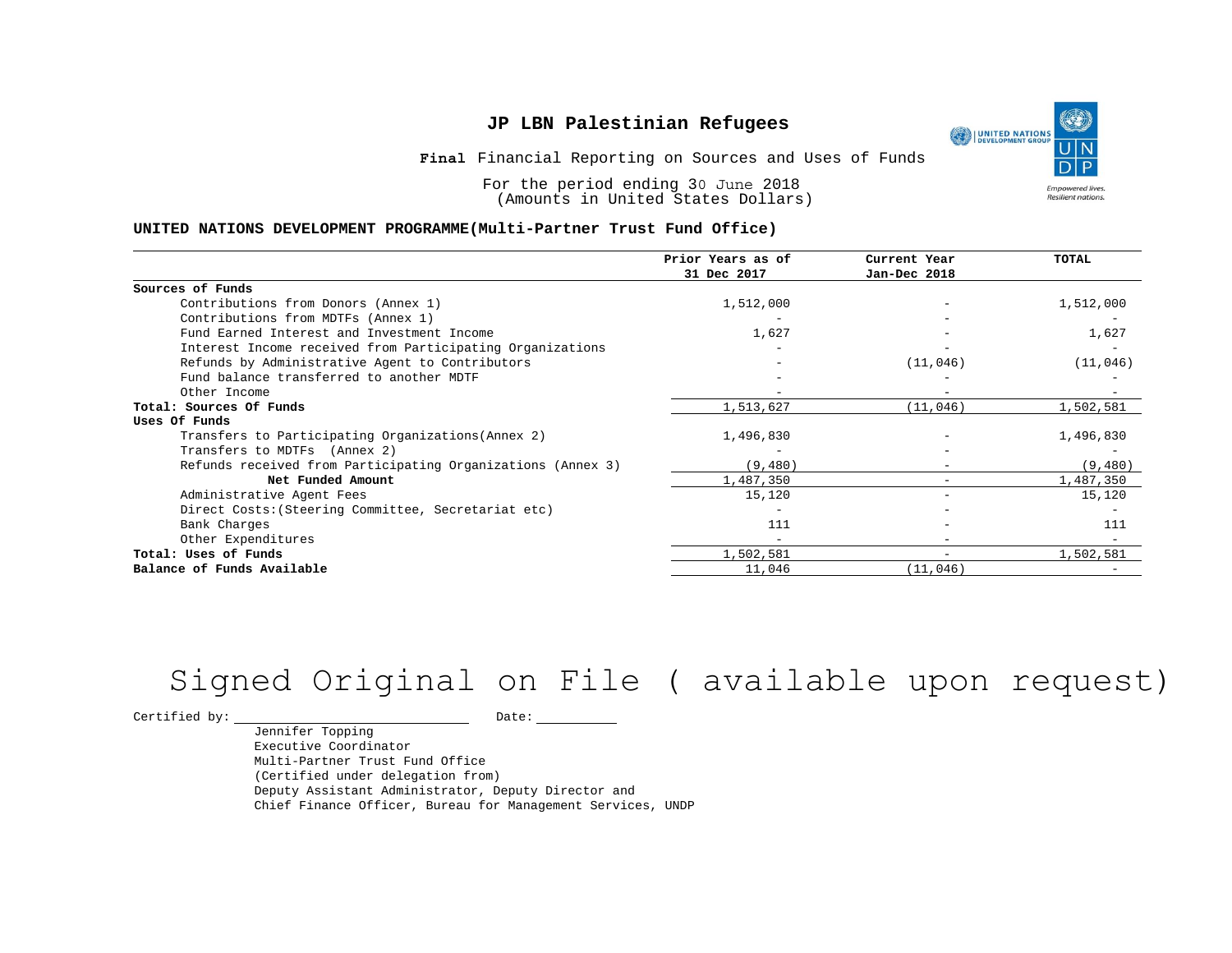# JP LBN Palestinian Refugees

**Final** Financial Reporting on Sources and Uses of Funds

For the period ending 30 June 2018
(Amounts in United States Dollars)

**UNITED NATIONS DEVELOPMENT PROGRAMME(Multi-Partner Trust Fund Office)**

| | Prior Years as of 31 Dec 2017 | Current Year Jan-Dec 2018 | TOTAL |
|---|---|---|---|
| **Sources of Funds** | | | |
| Contributions from Donors (Annex 1) | 1,512,000 | - | 1,512,000 |
| Contributions from MDTFs (Annex 1) | - | - | - |
| Fund Earned Interest and Investment Income | 1,627 | - | 1,627 |
| Interest Income received from Participating Organizations | - | - | - |
| Refunds by Administrative Agent to Contributors | - | (11,046) | (11,046) |
| Fund balance transferred to another MDTF | - | - | - |
| Other Income | - | - | - |
| **Total: Sources Of Funds** | 1,513,627 | (11,046) | 1,502,581 |
| **Uses Of Funds** | | | |
| Transfers to Participating Organizations(Annex 2) | 1,496,830 | - | 1,496,830 |
| Transfers to MDTFs (Annex 2) | - | - | - |
| Refunds received from Participating Organizations (Annex 3) | (9,480) | - | (9,480) |
| **Net Funded Amount** | 1,487,350 | - | 1,487,350 |
| Administrative Agent Fees | 15,120 | - | 15,120 |
| Direct Costs:(Steering Committee, Secretariat etc) | - | - | - |
| Bank Charges | 111 | - | 111 |
| Other Expenditures | - | - | - |
| **Total: Uses of Funds** | 1,502,581 | - | 1,502,581 |
| **Balance of Funds Available** | 11,046 | (11,046) | - |

Signed Original on File ( available upon request)

Certified by: ______________________ Date: __________

Jennifer Topping
Executive Coordinator
Multi-Partner Trust Fund Office
(Certified under delegation from)
Deputy Assistant Administrator, Deputy Director and
Chief Finance Officer, Bureau for Management Services, UNDP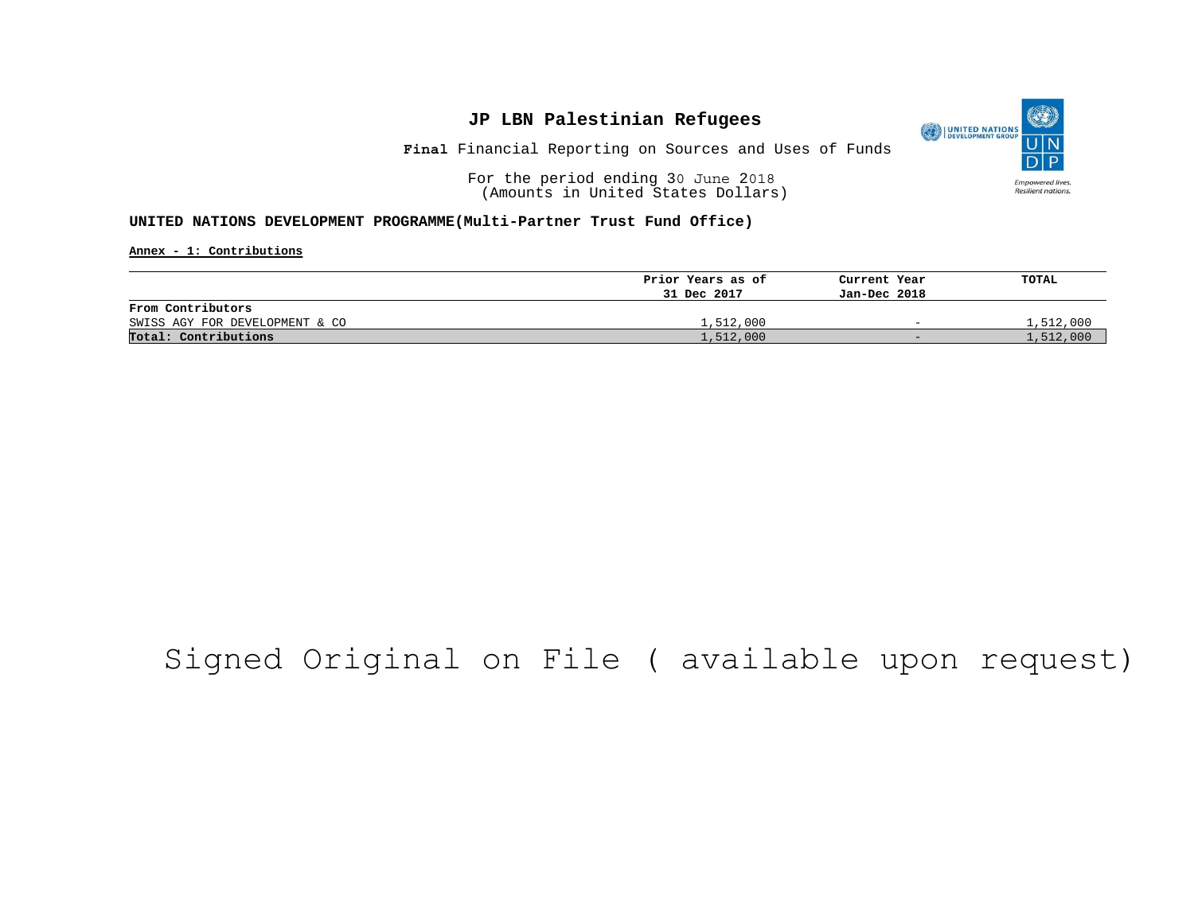# JP LBN Palestinian Refugees

**Final** Financial Reporting on Sources and Uses of Funds

For the period ending 30 June 2018
(Amounts in United States Dollars)

**UNITED NATIONS DEVELOPMENT PROGRAMME(Multi-Partner Trust Fund Office)**

**Annex - 1: Contributions**

| | Prior Years as of 31 Dec 2017 | Current Year Jan-Dec 2018 | TOTAL |
|---|---|---|---|
| **From Contributors** | | | |
| SWISS AGY FOR DEVELOPMENT & CO | 1,512,000 | - | 1,512,000 |
| **Total: Contributions** | 1,512,000 | - | 1,512,000 |

Signed Original on File ( available upon request)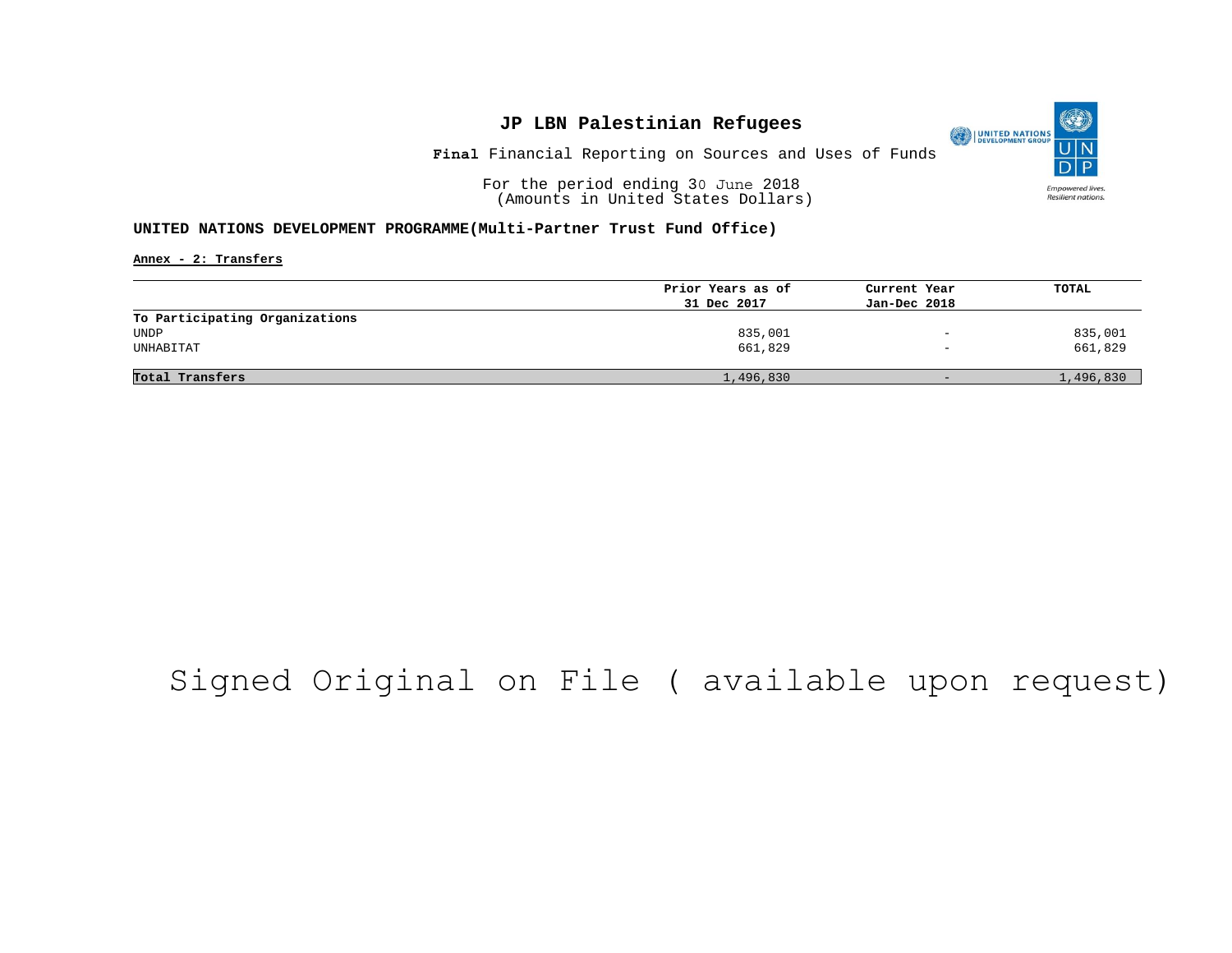# JP LBN Palestinian Refugees

**Final** Financial Reporting on Sources and Uses of Funds

For the period ending 30 June 2018
(Amounts in United States Dollars)

**UNITED NATIONS DEVELOPMENT PROGRAMME(Multi-Partner Trust Fund Office)**

**Annex - 2: Transfers**

| | Prior Years as of 31 Dec 2017 | Current Year Jan-Dec 2018 | TOTAL |
|---|---|---|---|
| **To Participating Organizations** | | | |
| UNDP | 835,001 | - | 835,001 |
| UNHABITAT | 661,829 | - | 661,829 |
| **Total Transfers** | 1,496,830 | - | 1,496,830 |

Signed Original on File ( available upon request)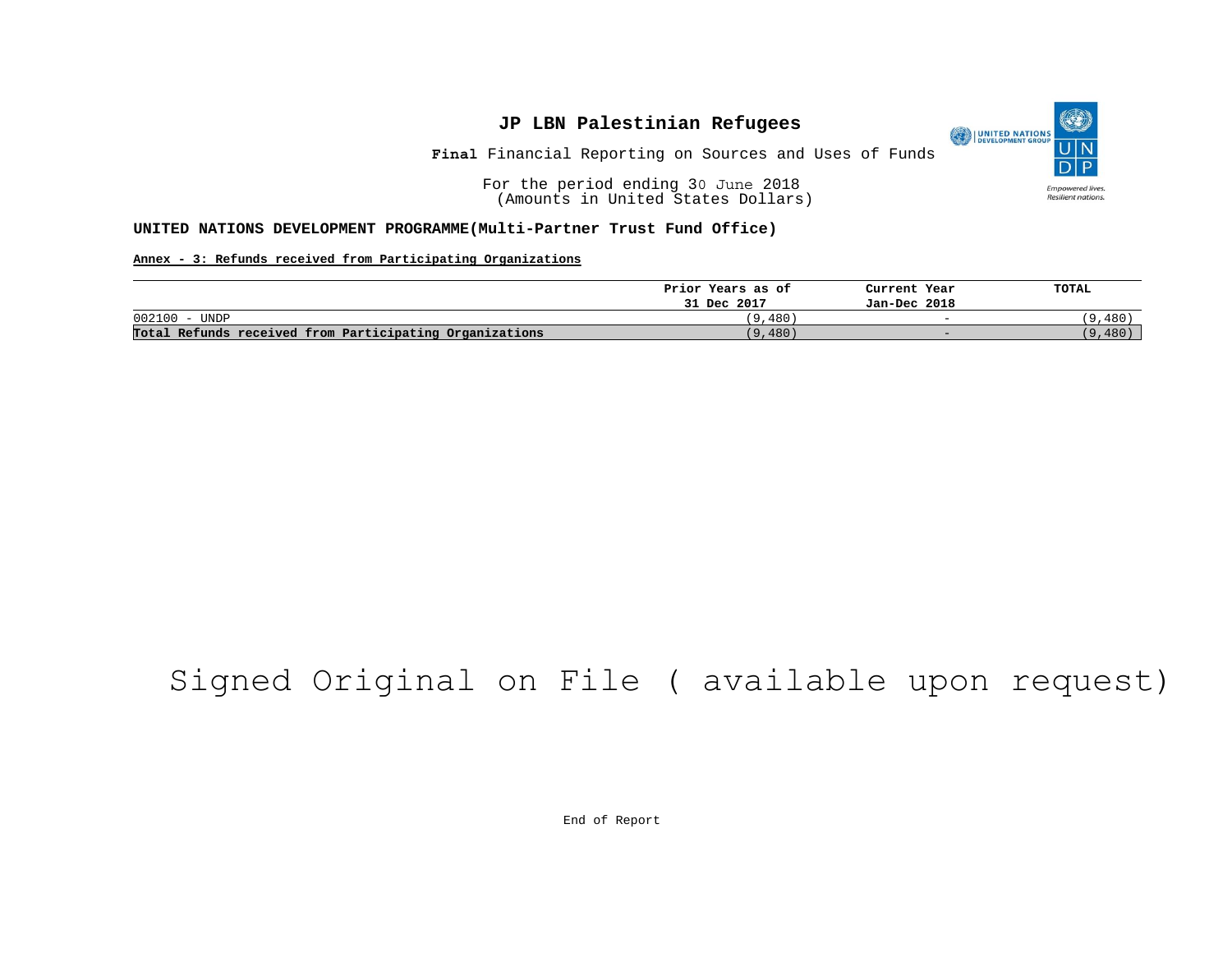# JP LBN Palestinian Refugees

**Final** Financial Reporting on Sources and Uses of Funds

For the period ending 30 June 2018
(Amounts in United States Dollars)

**UNITED NATIONS DEVELOPMENT PROGRAMME(Multi-Partner Trust Fund Office)**

**Annex - 3: Refunds received from Participating Organizations**

| | Prior Years as of 31 Dec 2017 | Current Year Jan-Dec 2018 | TOTAL |
|---|---|---|---|
| 002100 - UNDP | (9,480) | - | (9,480) |
| **Total Refunds received from Participating Organizations** | (9,480) | - | (9,480) |

Signed Original on File ( available upon request)

End of Report